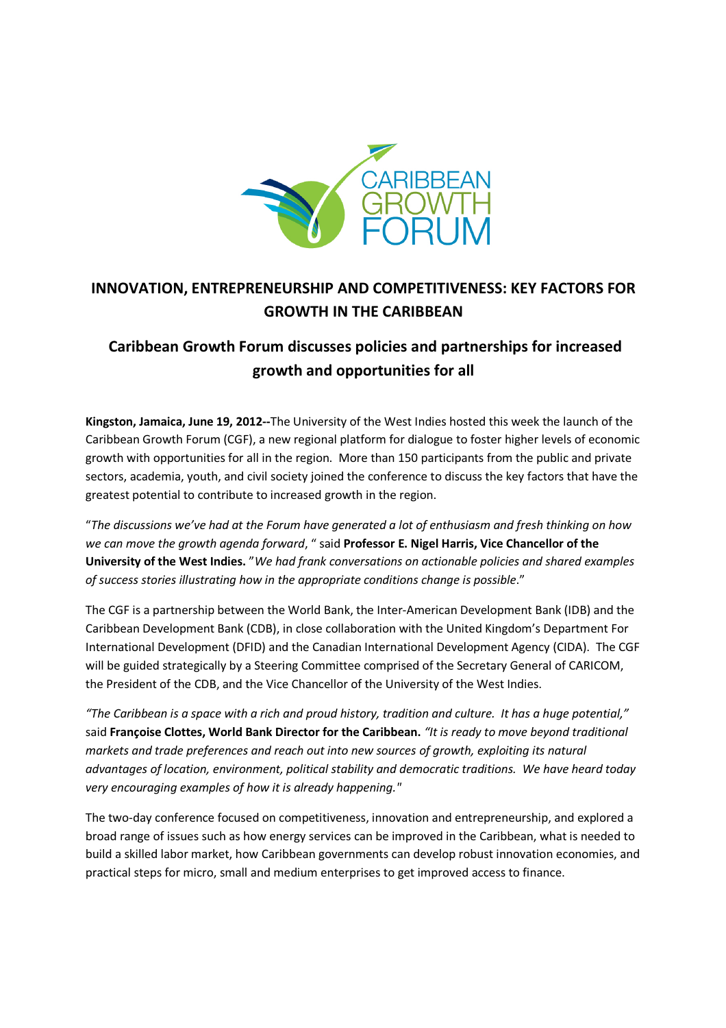# INNOVATION, ENTREPRENEURSHIP AND COMPETITIVENESS: KEY FACTORS FOR GROWTH IN THE CARIBBEAN

## Caribbean Growth Forum discusses policies and partnerships for increased growth and opportunities for all

**Kingston, Jamaica, June 19, 2012--**The University of the West Indies hosted this week the launch of the Caribbean Growth Forum (CGF), a new regional platform for dialogue to foster higher levels of economic growth with opportunities for all in the region. More than 150 participants from the public and private sectors, academia, youth, and civil society joined the conference to discuss the key factors that have the greatest potential to contribute to increased growth in the region.

"*The discussions we've had at the Forum have generated a lot of enthusiasm and fresh thinking on how we can move the growth agenda forward*, " said **Professor E. Nigel Harris, Vice Chancellor of the University of the West Indies.** "*We had frank conversations on actionable policies and shared examples of success stories illustrating how in the appropriate conditions change is possible*."

The CGF is a partnership between the World Bank, the Inter-American Development Bank (IDB) and the Caribbean Development Bank (CDB), in close collaboration with the United Kingdom's Department For International Development (DFID) and the Canadian International Development Agency (CIDA). The CGF will be guided strategically by a Steering Committee comprised of the Secretary General of CARICOM, the President of the CDB, and the Vice Chancellor of the University of the West Indies.

*"The Caribbean is a space with a rich and proud history, tradition and culture. It has a huge potential,"* said **Françoise Clottes, World Bank Director for the Caribbean.** *"It is ready to move beyond traditional markets and trade preferences and reach out into new sources of growth, exploiting its natural advantages of location, environment, political stability and democratic traditions. We have heard today very encouraging examples of how it is already happening."*

The two-day conference focused on competitiveness, innovation and entrepreneurship, and explored a broad range of issues such as how energy services can be improved in the Caribbean, what is needed to build a skilled labor market, how Caribbean governments can develop robust innovation economies, and practical steps for micro, small and medium enterprises to get improved access to finance.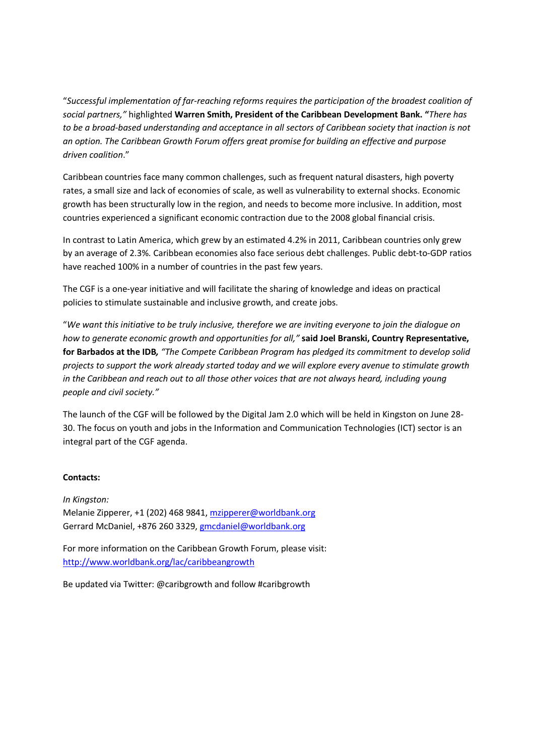"*Successful implementation of far-reaching reforms requires the participation of the broadest coalition of social partners,"* highlighted **Warren Smith, President of the Caribbean Development Bank. "***There has to be a broad-based understanding and acceptance in all sectors of Caribbean society that inaction is not an option. The Caribbean Growth Forum offers great promise for building an effective and purpose driven coalition*."

Caribbean countries face many common challenges, such as frequent natural disasters, high poverty rates, a small size and lack of economies of scale, as well as vulnerability to external shocks. Economic growth has been structurally low in the region, and needs to become more inclusive. In addition, most countries experienced a significant economic contraction due to the 2008 global financial crisis.

In contrast to Latin America, which grew by an estimated 4.2% in 2011, Caribbean countries only grew by an average of 2.3%. Caribbean economies also face serious debt challenges. Public debt-to-GDP ratios have reached 100% in a number of countries in the past few years.

The CGF is a one-year initiative and will facilitate the sharing of knowledge and ideas on practical policies to stimulate sustainable and inclusive growth, and create jobs.

"*We want this initiative to be truly inclusive, therefore we are inviting everyone to join the dialogue on how to generate economic growth and opportunities for all,"* **said Joel Branski, Country Representative, for Barbados at the IDB,** *"The Compete Caribbean Program has pledged its commitment to develop solid projects to support the work already started today and we will explore every avenue to stimulate growth in the Caribbean and reach out to all those other voices that are not always heard, including young people and civil society."*

The launch of the CGF will be followed by the Digital Jam 2.0 which will be held in Kingston on June 28-30. The focus on youth and jobs in the Information and Communication Technologies (ICT) sector is an integral part of the CGF agenda.

**Contacts:**

*In Kingston:*
Melanie Zipperer, +1 (202) 468 9841, mzipperer@worldbank.org
Gerrard McDaniel, +876 260 3329, gmcdaniel@worldbank.org

For more information on the Caribbean Growth Forum, please visit:
http://www.worldbank.org/lac/caribbeangrowth

Be updated via Twitter: @caribgrowth and follow #caribgrowth